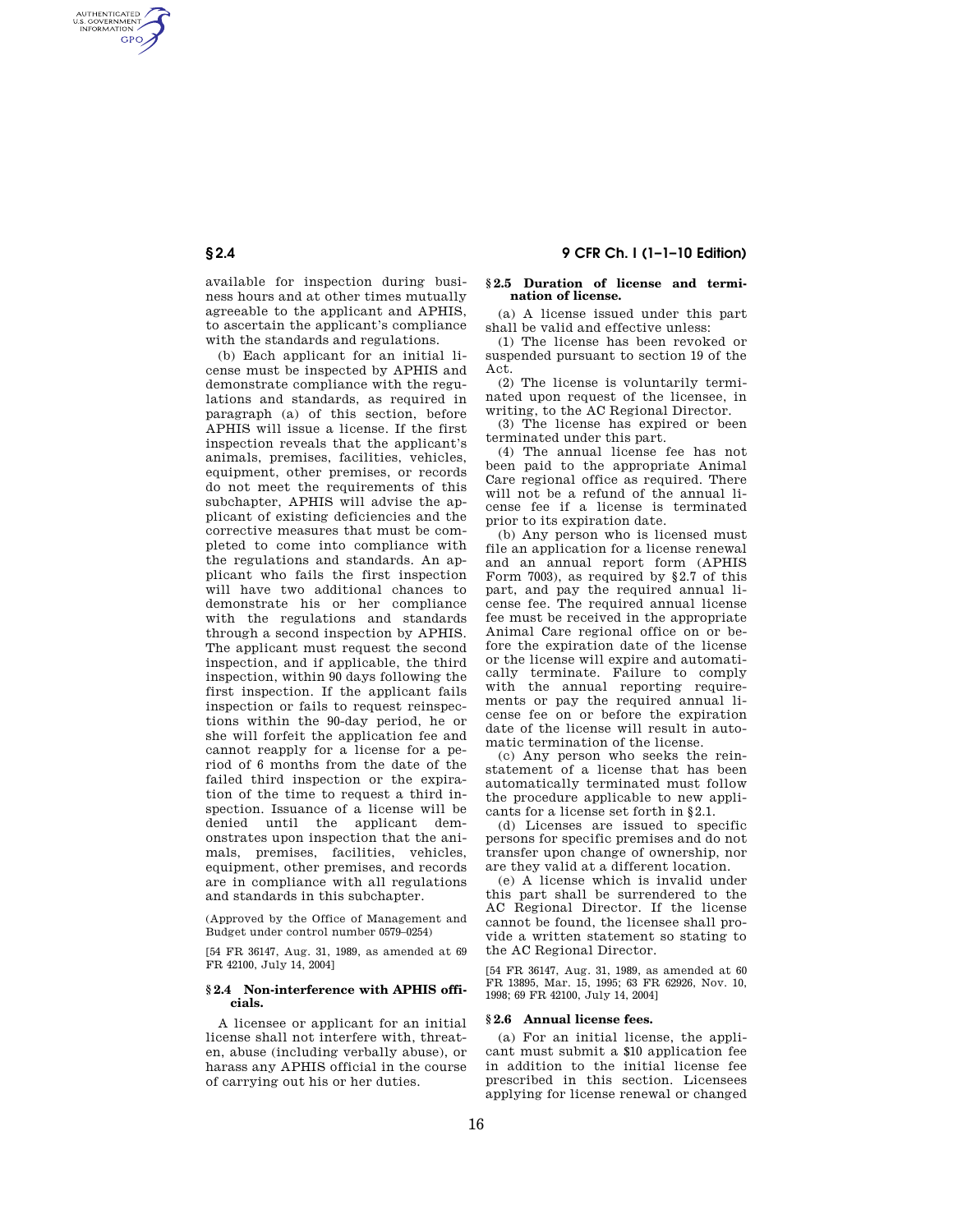available for inspection during business hours and at other times mutually agreeable to the applicant and APHIS, to ascertain the applicant's compliance with the standards and regulations.

(b) Each applicant for an initial license must be inspected by APHIS and demonstrate compliance with the regulations and standards, as required in paragraph (a) of this section, before APHIS will issue a license. If the first inspection reveals that the applicant's animals, premises, facilities, vehicles, equipment, other premises, or records do not meet the requirements of this subchapter, APHIS will advise the applicant of existing deficiencies and the corrective measures that must be completed to come into compliance with the regulations and standards. An applicant who fails the first inspection will have two additional chances to demonstrate his or her compliance with the regulations and standards through a second inspection by APHIS. The applicant must request the second inspection, and if applicable, the third inspection, within 90 days following the first inspection. If the applicant fails inspection or fails to request reinspections within the 90-day period, he or she will forfeit the application fee and cannot reapply for a license for a period of 6 months from the date of the failed third inspection or the expiration of the time to request a third inspection. Issuance of a license will be denied until the applicant demonstrates upon inspection that the animals, premises, facilities, vehicles, equipment, other premises, and records are in compliance with all regulations and standards in this subchapter.

(Approved by the Office of Management and Budget under control number 0579–0254)

[54 FR 36147, Aug. 31, 1989, as amended at 69 FR 42100, July 14, 2004]

### § 2.4 Non-interference with APHIS officials.

A licensee or applicant for an initial license shall not interfere with, threaten, abuse (including verbally abuse), or harass any APHIS official in the course of carrying out his or her duties.

### § 2.5 Duration of license and termination of license.

(a) A license issued under this part shall be valid and effective unless:

(1) The license has been revoked or suspended pursuant to section 19 of the Act.

(2) The license is voluntarily terminated upon request of the licensee, in writing, to the AC Regional Director.

(3) The license has expired or been terminated under this part.

(4) The annual license fee has not been paid to the appropriate Animal Care regional office as required. There will not be a refund of the annual license fee if a license is terminated prior to its expiration date.

(b) Any person who is licensed must file an application for a license renewal and an annual report form (APHIS Form 7003), as required by §2.7 of this part, and pay the required annual license fee. The required annual license fee must be received in the appropriate Animal Care regional office on or before the expiration date of the license or the license will expire and automatically terminate. Failure to comply with the annual reporting requirements or pay the required annual license fee on or before the expiration date of the license will result in automatic termination of the license.

(c) Any person who seeks the reinstatement of a license that has been automatically terminated must follow the procedure applicable to new applicants for a license set forth in §2.1.

(d) Licenses are issued to specific persons for specific premises and do not transfer upon change of ownership, nor are they valid at a different location.

(e) A license which is invalid under this part shall be surrendered to the AC Regional Director. If the license cannot be found, the licensee shall provide a written statement so stating to the AC Regional Director.

[54 FR 36147, Aug. 31, 1989, as amended at 60 FR 13895, Mar. 15, 1995; 63 FR 62926, Nov. 10, 1998; 69 FR 42100, July 14, 2004]

### § 2.6 Annual license fees.

(a) For an initial license, the applicant must submit a $10 application fee in addition to the initial license fee prescribed in this section. Licensees applying for license renewal or changed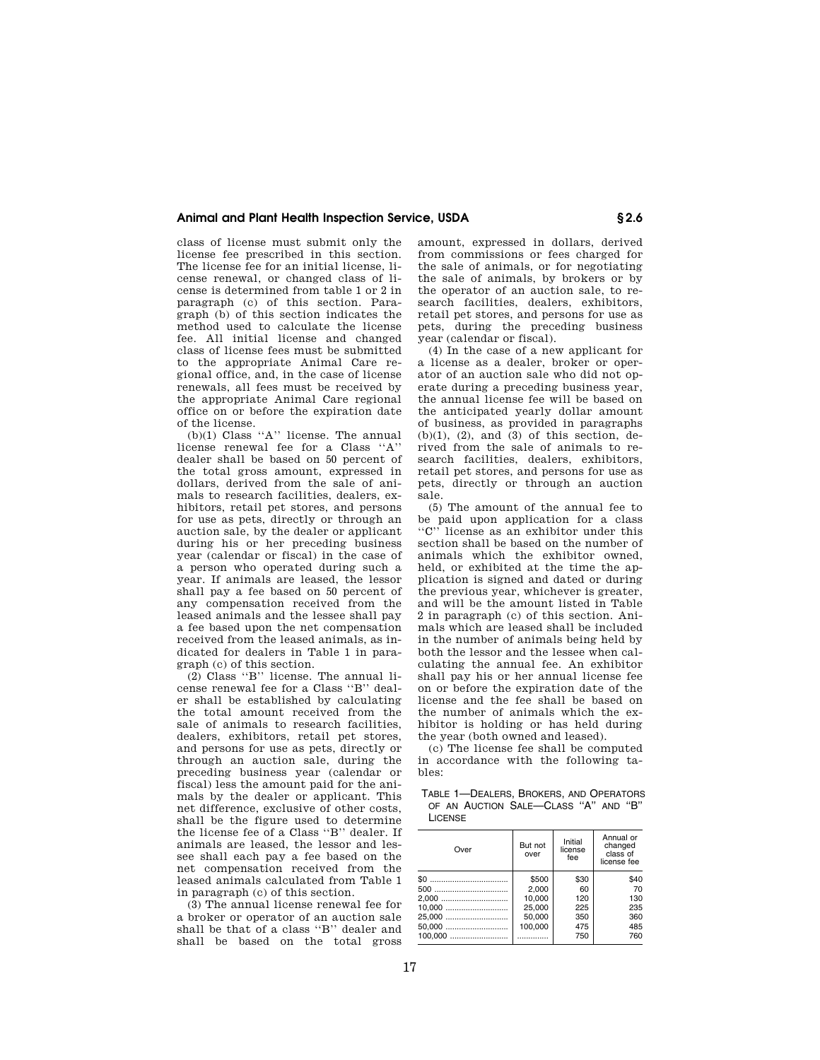class of license must submit only the license fee prescribed in this section. The license fee for an initial license, license renewal, or changed class of license is determined from table 1 or 2 in paragraph (c) of this section. Paragraph (b) of this section indicates the method used to calculate the license fee. All initial license and changed class of license fees must be submitted to the appropriate Animal Care regional office, and, in the case of license renewals, all fees must be received by the appropriate Animal Care regional office on or before the expiration date of the license.

(b)(1) Class ''A'' license. The annual license renewal fee for a Class ''A'' dealer shall be based on 50 percent of the total gross amount, expressed in dollars, derived from the sale of animals to research facilities, dealers, exhibitors, retail pet stores, and persons for use as pets, directly or through an auction sale, by the dealer or applicant during his or her preceding business year (calendar or fiscal) in the case of a person who operated during such a year. If animals are leased, the lessor shall pay a fee based on 50 percent of any compensation received from the leased animals and the lessee shall pay a fee based upon the net compensation received from the leased animals, as indicated for dealers in Table 1 in paragraph (c) of this section.

(2) Class ''B'' license. The annual license renewal fee for a Class ''B'' dealer shall be established by calculating the total amount received from the sale of animals to research facilities, dealers, exhibitors, retail pet stores, and persons for use as pets, directly or through an auction sale, during the preceding business year (calendar or fiscal) less the amount paid for the animals by the dealer or applicant. This net difference, exclusive of other costs, shall be the figure used to determine the license fee of a Class ''B'' dealer. If animals are leased, the lessor and lessee shall each pay a fee based on the net compensation received from the leased animals calculated from Table 1 in paragraph (c) of this section.

(3) The annual license renewal fee for a broker or operator of an auction sale shall be that of a class ''B'' dealer and shall be based on the total gross amount, expressed in dollars, derived from commissions or fees charged for the sale of animals, or for negotiating the sale of animals, by brokers or by the operator of an auction sale, to research facilities, dealers, exhibitors, retail pet stores, and persons for use as pets, during the preceding business year (calendar or fiscal).

(4) In the case of a new applicant for a license as a dealer, broker or operator of an auction sale who did not operate during a preceding business year, the annual license fee will be based on the anticipated yearly dollar amount of business, as provided in paragraphs (b)(1), (2), and (3) of this section, derived from the sale of animals to research facilities, dealers, exhibitors, retail pet stores, and persons for use as pets, directly or through an auction sale.

(5) The amount of the annual fee to be paid upon application for a class ''C'' license as an exhibitor under this section shall be based on the number of animals which the exhibitor owned, held, or exhibited at the time the application is signed and dated or during the previous year, whichever is greater, and will be the amount listed in Table 2 in paragraph (c) of this section. Animals which are leased shall be included in the number of animals being held by both the lessor and the lessee when calculating the annual fee. An exhibitor shall pay his or her annual license fee on or before the expiration date of the license and the fee shall be based on the number of animals which the exhibitor is holding or has held during the year (both owned and leased).

(c) The license fee shall be computed in accordance with the following tables:

TABLE 1—DEALERS, BROKERS, AND OPERATORS OF AN AUCTION SALE—CLASS ''A'' AND ''B'' LICENSE

| Over | But not over | Initial license fee | Annual or changed class of license fee |
|---|---|---|---|
| $0 | $500 | $30 | $40 |
| 500 | 2,000 | 60 | 70 |
| 2,000 | 10,000 | 120 | 130 |
| 10,000 | 25,000 | 225 | 235 |
| 25,000 | 50,000 | 350 | 360 |
| 50,000 | 100,000 | 475 | 485 |
| 100,000 | .............. | 750 | 760 |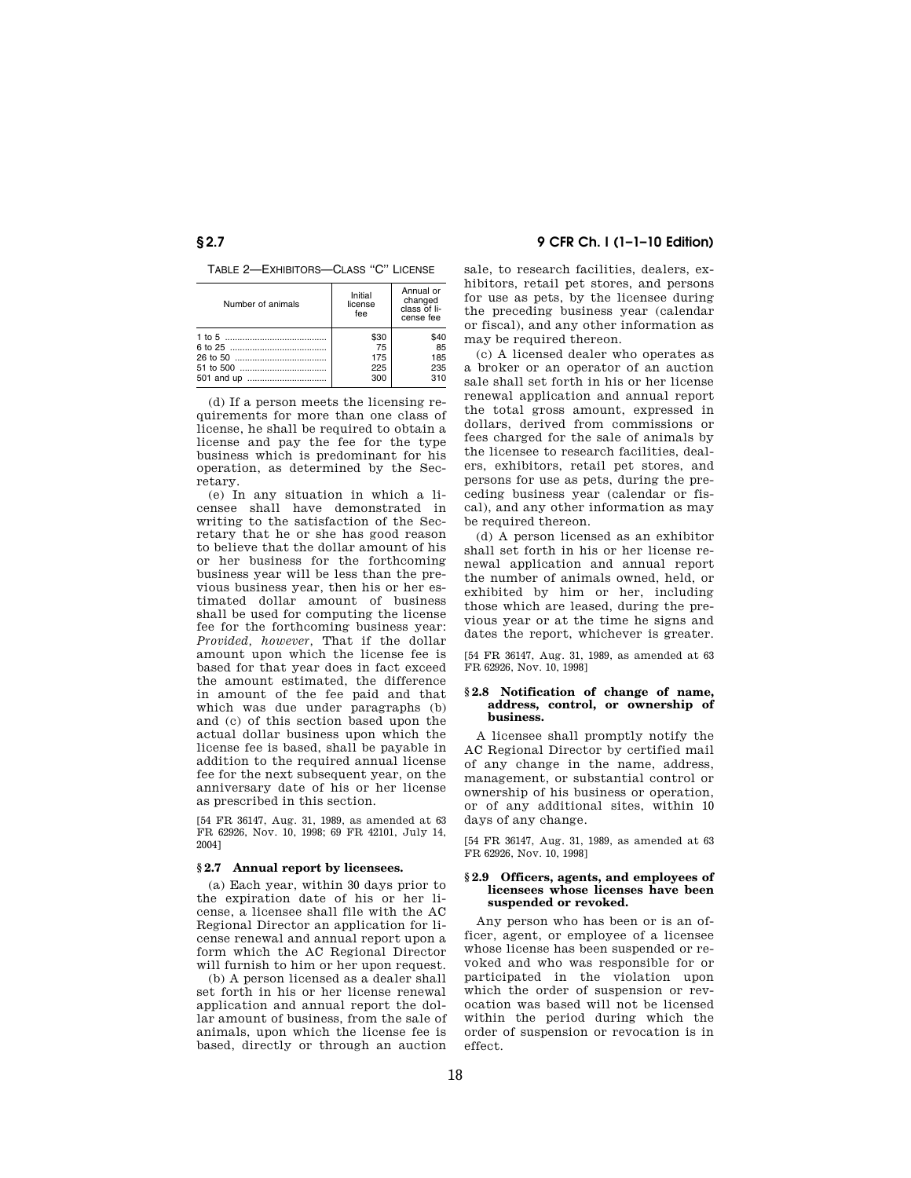TABLE 2—EXHIBITORS—CLASS "C" LICENSE

| Number of animals | Initial license fee | Annual or changed class of license fee |
|---|---|---|
| 1 to 5 | $30 | $40 |
| 6 to 25 | 75 | 85 |
| 26 to 50 | 175 | 185 |
| 51 to 500 | 225 | 235 |
| 501 and up | 300 | 310 |

(d) If a person meets the licensing requirements for more than one class of license, he shall be required to obtain a license and pay the fee for the type business which is predominant for his operation, as determined by the Secretary.

(e) In any situation in which a licensee shall have demonstrated in writing to the satisfaction of the Secretary that he or she has good reason to believe that the dollar amount of his or her business for the forthcoming business year will be less than the previous business year, then his or her estimated dollar amount of business shall be used for computing the license fee for the forthcoming business year: *Provided, however,* That if the dollar amount upon which the license fee is based for that year does in fact exceed the amount estimated, the difference in amount of the fee paid and that which was due under paragraphs (b) and (c) of this section based upon the actual dollar business upon which the license fee is based, shall be payable in addition to the required annual license fee for the next subsequent year, on the anniversary date of his or her license as prescribed in this section.

[54 FR 36147, Aug. 31, 1989, as amended at 63 FR 62926, Nov. 10, 1998; 69 FR 42101, July 14, 2004]

### § 2.7 Annual report by licensees.

(a) Each year, within 30 days prior to the expiration date of his or her license, a licensee shall file with the AC Regional Director an application for license renewal and annual report upon a form which the AC Regional Director will furnish to him or her upon request.

(b) A person licensed as a dealer shall set forth in his or her license renewal application and annual report the dollar amount of business, from the sale of animals, upon which the license fee is based, directly or through an auction sale, to research facilities, dealers, exhibitors, retail pet stores, and persons for use as pets, by the licensee during the preceding business year (calendar or fiscal), and any other information as may be required thereon.

(c) A licensed dealer who operates as a broker or an operator of an auction sale shall set forth in his or her license renewal application and annual report the total gross amount, expressed in dollars, derived from commissions or fees charged for the sale of animals by the licensee to research facilities, dealers, exhibitors, retail pet stores, and persons for use as pets, during the preceding business year (calendar or fiscal), and any other information as may be required thereon.

(d) A person licensed as an exhibitor shall set forth in his or her license renewal application and annual report the number of animals owned, held, or exhibited by him or her, including those which are leased, during the previous year or at the time he signs and dates the report, whichever is greater.

[54 FR 36147, Aug. 31, 1989, as amended at 63 FR 62926, Nov. 10, 1998]

### § 2.8 Notification of change of name, address, control, or ownership of business.

A licensee shall promptly notify the AC Regional Director by certified mail of any change in the name, address, management, or substantial control or ownership of his business or operation, or of any additional sites, within 10 days of any change.

[54 FR 36147, Aug. 31, 1989, as amended at 63 FR 62926, Nov. 10, 1998]

### § 2.9 Officers, agents, and employees of licensees whose licenses have been suspended or revoked.

Any person who has been or is an officer, agent, or employee of a licensee whose license has been suspended or revoked and who was responsible for or participated in the violation upon which the order of suspension or revocation was based will not be licensed within the period during which the order of suspension or revocation is in effect.